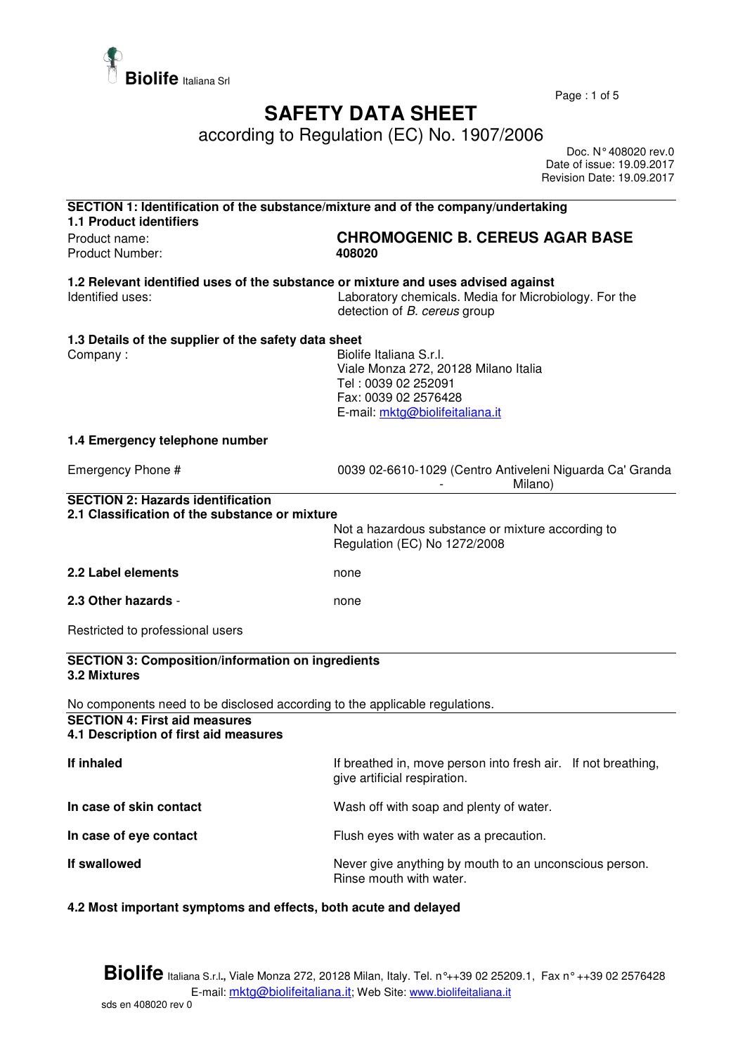Biolife Italiana Srl

# SAFETY DATA SHEET

according to Regulation (EC) No. 1907/2006

Doc. N° 408020 rev.0
Date of issue: 19.09.2017
Revision Date: 19.09.2017

## SECTION 1: Identification of the substance/mixture and of the company/undertaking

### 1.1 Product identifiers

| | |
|---|---|
| Product name: | **CHROMOGENIC B. CEREUS AGAR BASE** |
| Product Number: | **408020** |

### 1.2 Relevant identified uses of the substance or mixture and uses advised against

Identified uses: Laboratory chemicals. Media for Microbiology. For the detection of *B. cereus* group

### 1.3 Details of the supplier of the safety data sheet

Company :
Biolife Italiana S.r.l.
Viale Monza 272, 20128 Milano Italia
Tel : 0039 02 252091
Fax: 0039 02 2576428
E-mail: mktg@biolifeitaliana.it

### 1.4 Emergency telephone number

Emergency Phone # 0039 02-6610-1029 (Centro Antiveleni Niguarda Ca' Granda - Milano)

## SECTION 2: Hazards identification

### 2.1 Classification of the substance or mixture

Not a hazardous substance or mixture according to Regulation (EC) No 1272/2008

**2.2 Label elements** none

**2.3 Other hazards** - none

Restricted to professional users

## SECTION 3: Composition/information on ingredients

### 3.2 Mixtures

No components need to be disclosed according to the applicable regulations.

## SECTION 4: First aid measures

### 4.1 Description of first aid measures

| | |
|---|---|
| **If inhaled** | If breathed in, move person into fresh air. If not breathing, give artificial respiration. |
| **In case of skin contact** | Wash off with soap and plenty of water. |
| **In case of eye contact** | Flush eyes with water as a precaution. |
| **If swallowed** | Never give anything by mouth to an unconscious person. Rinse mouth with water. |

### 4.2 Most important symptoms and effects, both acute and delayed

**Biolife** Italiana S.r.l., Viale Monza 272, 20128 Milan, Italy. Tel. n°++39 02 25209.1, Fax n° ++39 02 2576428
E-mail: mktg@biolifeitaliana.it; Web Site: www.biolifeitaliana.it
sds en 408020 rev 0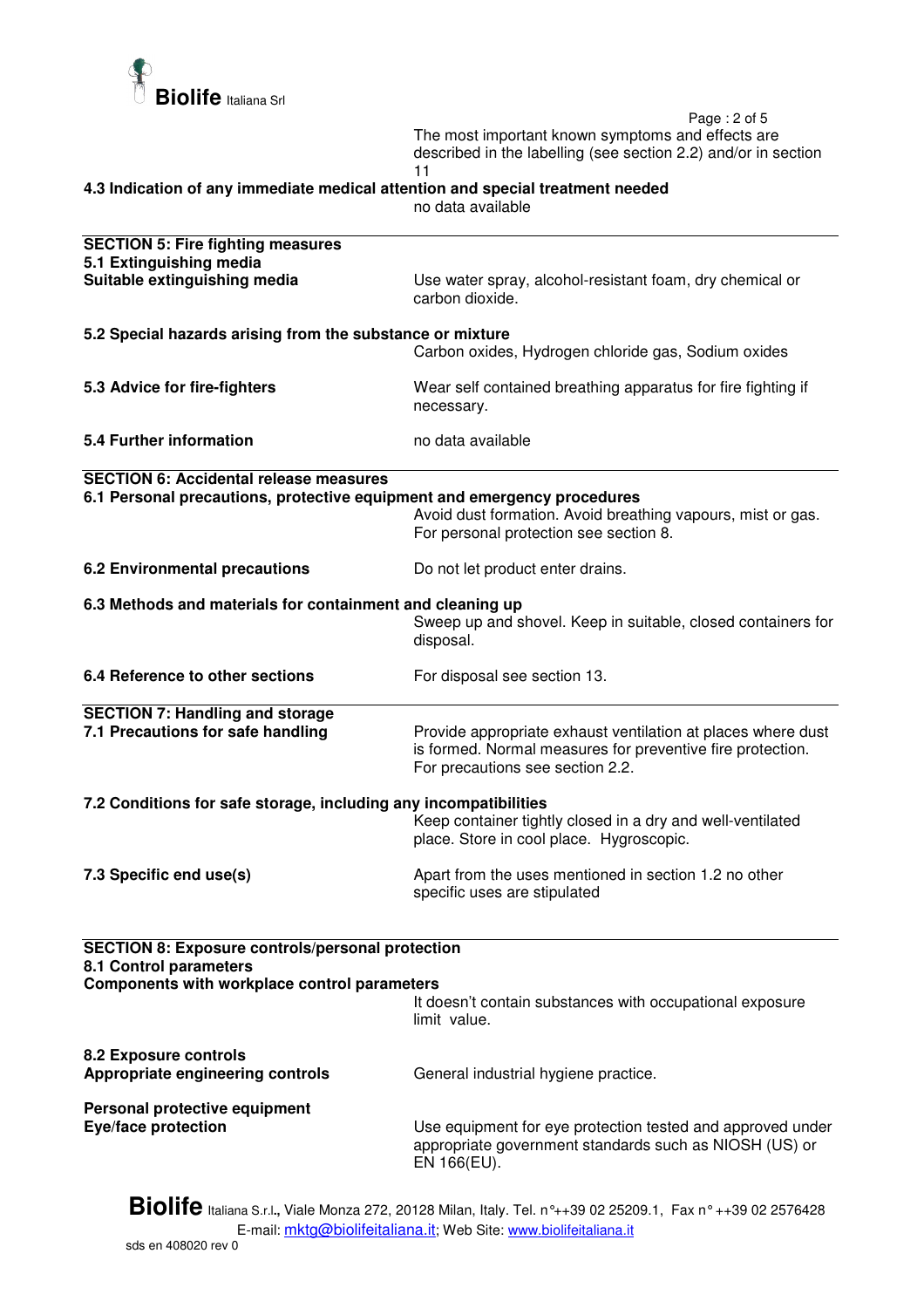The most important known symptoms and effects are described in the labelling (see section 2.2) and/or in section 11

**4.3 Indication of any immediate medical attention and special treatment needed**

no data available

## SECTION 5: Fire fighting measures

**5.1 Extinguishing media**

**Suitable extinguishing media** — Use water spray, alcohol-resistant foam, dry chemical or carbon dioxide.

**5.2 Special hazards arising from the substance or mixture**

Carbon oxides, Hydrogen chloride gas, Sodium oxides

**5.3 Advice for fire-fighters** — Wear self contained breathing apparatus for fire fighting if necessary.

**5.4 Further information** — no data available

## SECTION 6: Accidental release measures

**6.1 Personal precautions, protective equipment and emergency procedures**

Avoid dust formation. Avoid breathing vapours, mist or gas. For personal protection see section 8.

**6.2 Environmental precautions** — Do not let product enter drains.

**6.3 Methods and materials for containment and cleaning up**

Sweep up and shovel. Keep in suitable, closed containers for disposal.

**6.4 Reference to other sections** — For disposal see section 13.

## SECTION 7: Handling and storage

**7.1 Precautions for safe handling** — Provide appropriate exhaust ventilation at places where dust is formed. Normal measures for preventive fire protection. For precautions see section 2.2.

**7.2 Conditions for safe storage, including any incompatibilities**

Keep container tightly closed in a dry and well-ventilated place. Store in cool place. Hygroscopic.

**7.3 Specific end use(s)** — Apart from the uses mentioned in section 1.2 no other specific uses are stipulated

## SECTION 8: Exposure controls/personal protection

**8.1 Control parameters**

**Components with workplace control parameters**

It doesn't contain substances with occupational exposure limit value.

**8.2 Exposure controls**

**Appropriate engineering controls** — General industrial hygiene practice.

**Personal protective equipment**

**Eye/face protection** — Use equipment for eye protection tested and approved under appropriate government standards such as NIOSH (US) or EN 166(EU).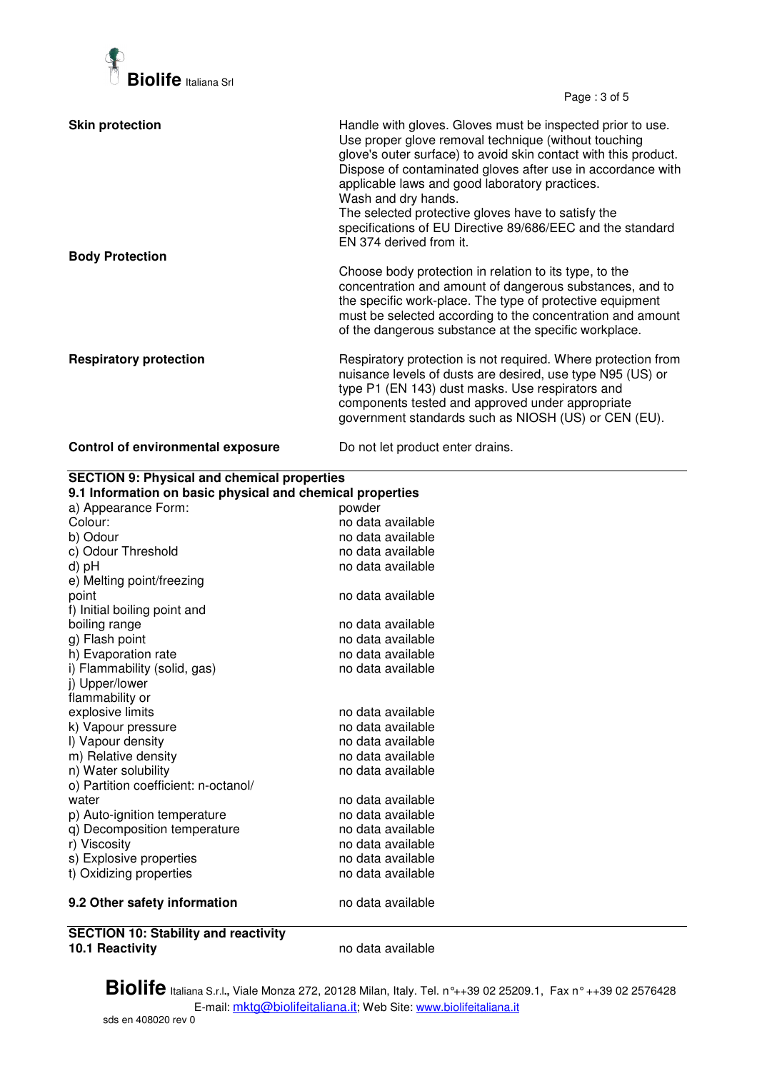| | |
|---|---|
| **Skin protection** | Handle with gloves. Gloves must be inspected prior to use. Use proper glove removal technique (without touching glove's outer surface) to avoid skin contact with this product. Dispose of contaminated gloves after use in accordance with applicable laws and good laboratory practices. Wash and dry hands. The selected protective gloves have to satisfy the specifications of EU Directive 89/686/EEC and the standard EN 374 derived from it. |
| **Body Protection** | Choose body protection in relation to its type, to the concentration and amount of dangerous substances, and to the specific work-place. The type of protective equipment must be selected according to the concentration and amount of the dangerous substance at the specific workplace. |
| **Respiratory protection** | Respiratory protection is not required. Where protection from nuisance levels of dusts are desired, use type N95 (US) or type P1 (EN 143) dust masks. Use respirators and components tested and approved under appropriate government standards such as NIOSH (US) or CEN (EU). |
| **Control of environmental exposure** | Do not let product enter drains. |

## SECTION 9: Physical and chemical properties

### 9.1 Information on basic physical and chemical properties

| | |
|---|---|
| a) Appearance Form: | powder |
| Colour: | no data available |
| b) Odour | no data available |
| c) Odour Threshold | no data available |
| d) pH | no data available |
| e) Melting point/freezing point | no data available |
| f) Initial boiling point and boiling range | no data available |
| g) Flash point | no data available |
| h) Evaporation rate | no data available |
| i) Flammability (solid, gas) | no data available |
| j) Upper/lower flammability or explosive limits | no data available |
| k) Vapour pressure | no data available |
| l) Vapour density | no data available |
| m) Relative density | no data available |
| n) Water solubility | no data available |
| o) Partition coefficient: n-octanol/water | no data available |
| p) Auto-ignition temperature | no data available |
| q) Decomposition temperature | no data available |
| r) Viscosity | no data available |
| s) Explosive properties | no data available |
| t) Oxidizing properties | no data available |

**9.2 Other safety information** no data available

## SECTION 10: Stability and reactivity

**10.1 Reactivity** no data available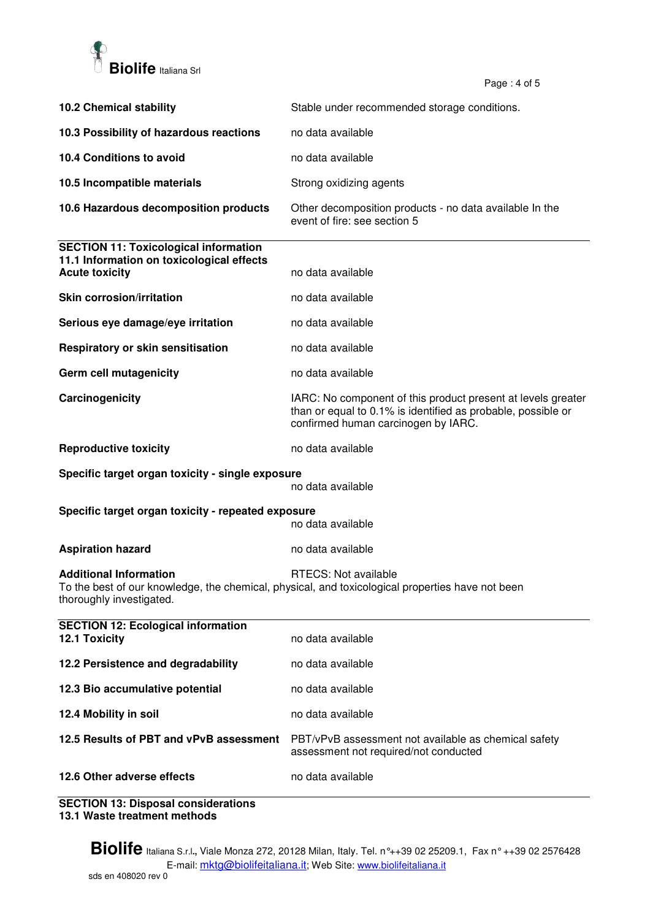| | |
|---|---|
| **10.2 Chemical stability** | Stable under recommended storage conditions. |
| **10.3 Possibility of hazardous reactions** | no data available |
| **10.4 Conditions to avoid** | no data available |
| **10.5 Incompatible materials** | Strong oxidizing agents |
| **10.6 Hazardous decomposition products** | Other decomposition products - no data available In the event of fire: see section 5 |

## SECTION 11: Toxicological information

### 11.1 Information on toxicological effects

| | |
|---|---|
| **Acute toxicity** | no data available |
| **Skin corrosion/irritation** | no data available |
| **Serious eye damage/eye irritation** | no data available |
| **Respiratory or skin sensitisation** | no data available |
| **Germ cell mutagenicity** | no data available |
| **Carcinogenicity** | IARC: No component of this product present at levels greater than or equal to 0.1% is identified as probable, possible or confirmed human carcinogen by IARC. |
| **Reproductive toxicity** | no data available |

**Specific target organ toxicity - single exposure**
no data available

**Specific target organ toxicity - repeated exposure**
no data available

| | |
|---|---|
| **Aspiration hazard** | no data available |
| **Additional Information** | RTECS: Not available |

To the best of our knowledge, the chemical, physical, and toxicological properties have not been thoroughly investigated.

## SECTION 12: Ecological information

| | |
|---|---|
| **12.1 Toxicity** | no data available |
| **12.2 Persistence and degradability** | no data available |
| **12.3 Bio accumulative potential** | no data available |
| **12.4 Mobility in soil** | no data available |
| **12.5 Results of PBT and vPvB assessment** | PBT/vPvB assessment not available as chemical safety assessment not required/not conducted |
| **12.6 Other adverse effects** | no data available |

## SECTION 13: Disposal considerations

### 13.1 Waste treatment methods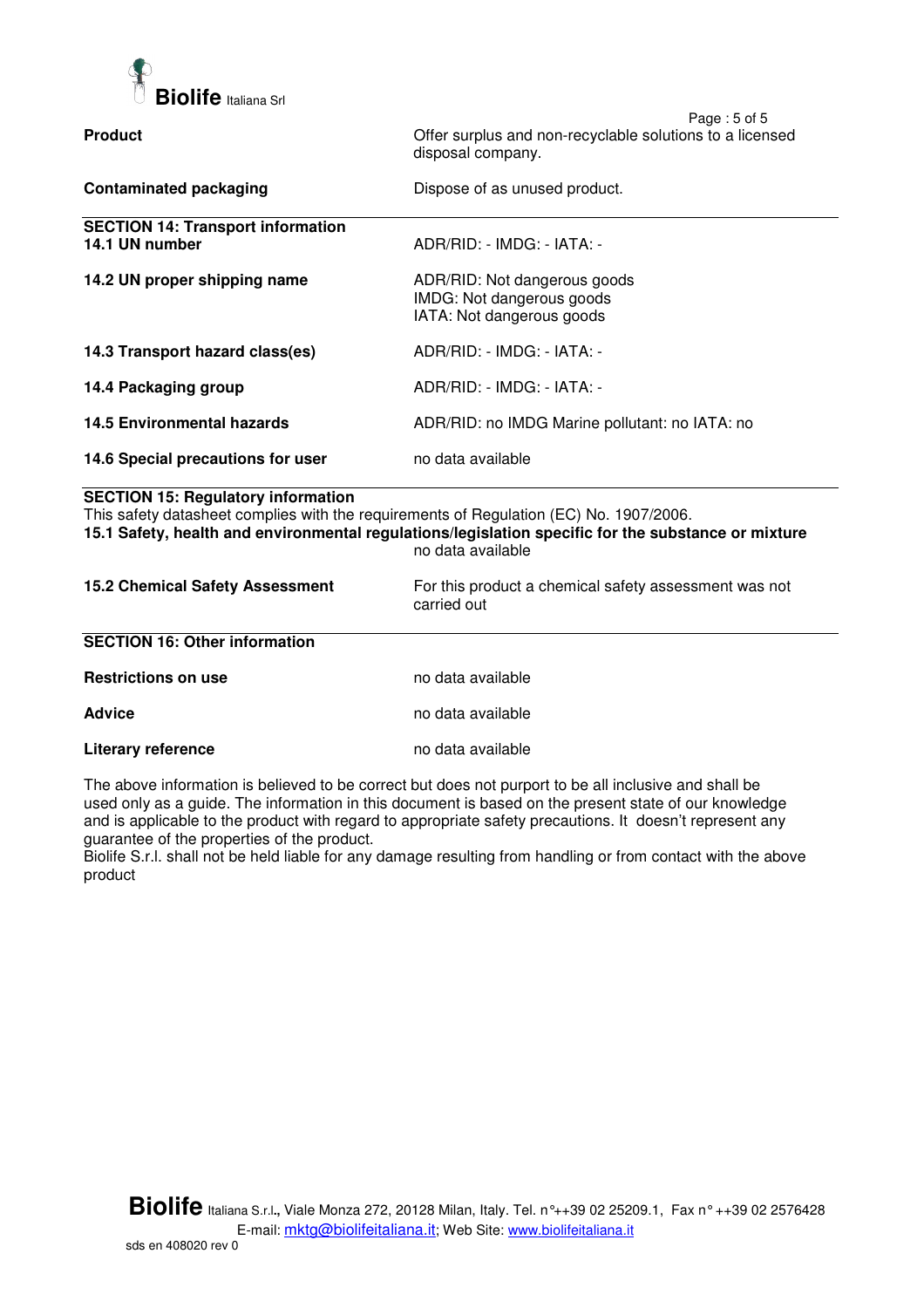| | |
|---|---|
| **Product** | Offer surplus and non-recyclable solutions to a licensed disposal company. |
| **Contaminated packaging** | Dispose of as unused product. |

## SECTION 14: Transport information

| | |
|---|---|
| **14.1 UN number** | ADR/RID: - IMDG: - IATA: - |
| **14.2 UN proper shipping name** | ADR/RID: Not dangerous goods<br>IMDG: Not dangerous goods<br>IATA: Not dangerous goods |
| **14.3 Transport hazard class(es)** | ADR/RID: - IMDG: - IATA: - |
| **14.4 Packaging group** | ADR/RID: - IMDG: - IATA: - |
| **14.5 Environmental hazards** | ADR/RID: no IMDG Marine pollutant: no IATA: no |
| **14.6 Special precautions for user** | no data available |

## SECTION 15: Regulatory information

This safety datasheet complies with the requirements of Regulation (EC) No. 1907/2006.

**15.1 Safety, health and environmental regulations/legislation specific for the substance or mixture**

no data available

| | |
|---|---|
| **15.2 Chemical Safety Assessment** | For this product a chemical safety assessment was not carried out |

## SECTION 16: Other information

| | |
|---|---|
| **Restrictions on use** | no data available |
| **Advice** | no data available |
| **Literary reference** | no data available |

The above information is believed to be correct but does not purport to be all inclusive and shall be used only as a guide. The information in this document is based on the present state of our knowledge and is applicable to the product with regard to appropriate safety precautions. It doesn't represent any guarantee of the properties of the product.

Biolife S.r.l. shall not be held liable for any damage resulting from handling or from contact with the above product